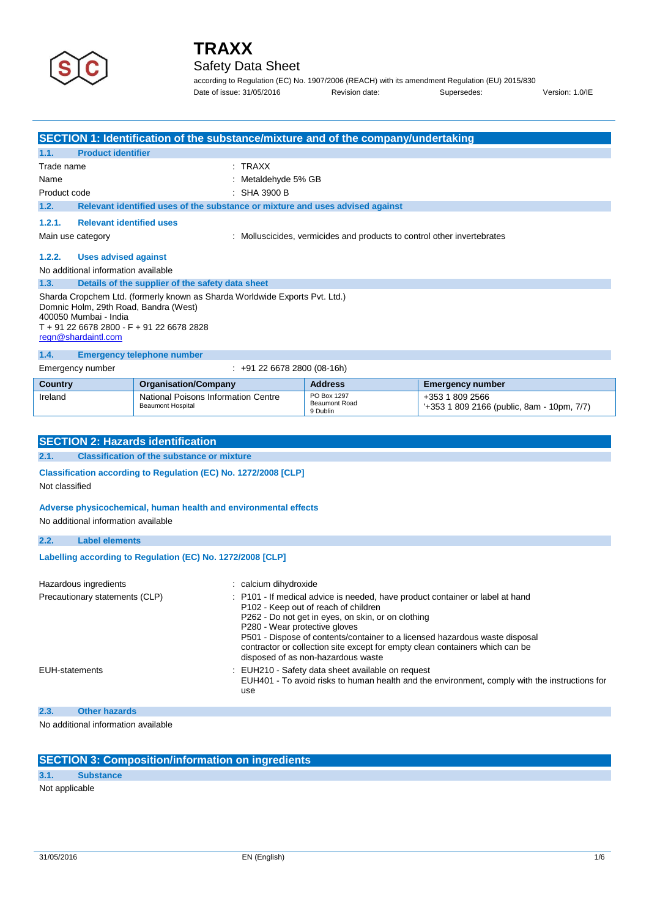# TRAXX

## Safety Data Sheet

according to Regulation (EC) No. 1907/2006 (REACH) with its amendment Regulation (EU) 2015/830

Date of issue: 31/05/2016 Revision date: Supersedes: Version: 1.0/IE

## SECTION 1: Identification of the substance/mixture and of the company/undertaking

### 1.1. Product identifier

Trade name : TRAXX

Name : Metaldehyde 5% GB

Product code : SHA 3900 B

### 1.2. Relevant identified uses of the substance or mixture and uses advised against

#### 1.2.1. Relevant identified uses

Main use category : Molluscicides, vermicides and products to control other invertebrates

#### 1.2.2. Uses advised against

No additional information available

### 1.3. Details of the supplier of the safety data sheet

Sharda Cropchem Ltd. (formerly known as Sharda Worldwide Exports Pvt. Ltd.)
Domnic Holm, 29th Road, Bandra (West)
400050 Mumbai - India
T + 91 22 6678 2800 - F + 91 22 6678 2828
regn@shardaintl.com

### 1.4. Emergency telephone number

Emergency number : +91 22 6678 2800 (08-16h)

| Country | Organisation/Company | Address | Emergency number |
|---|---|---|---|
| Ireland | National Poisons Information Centre<br>Beaumont Hospital | PO Box 1297<br>Beaumont Road<br>9 Dublin | +353 1 809 2566<br>'+353 1 809 2166 (public, 8am - 10pm, 7/7) |

## SECTION 2: Hazards identification

### 2.1. Classification of the substance or mixture

**Classification according to Regulation (EC) No. 1272/2008 [CLP]**

Not classified

**Adverse physicochemical, human health and environmental effects**

No additional information available

### 2.2. Label elements

**Labelling according to Regulation (EC) No. 1272/2008 [CLP]**

Hazardous ingredients : calcium dihydroxide

Precautionary statements (CLP) :
- P101 - If medical advice is needed, have product container or label at hand
- P102 - Keep out of reach of children
- P262 - Do not get in eyes, on skin, or on clothing
- P280 - Wear protective gloves
- P501 - Dispose of contents/container to a licensed hazardous waste disposal contractor or collection site except for empty clean containers which can be disposed of as non-hazardous waste

EUH-statements :
- EUH210 - Safety data sheet available on request
- EUH401 - To avoid risks to human health and the environment, comply with the instructions for use

### 2.3. Other hazards

No additional information available

## SECTION 3: Composition/information on ingredients

### 3.1. Substance

Not applicable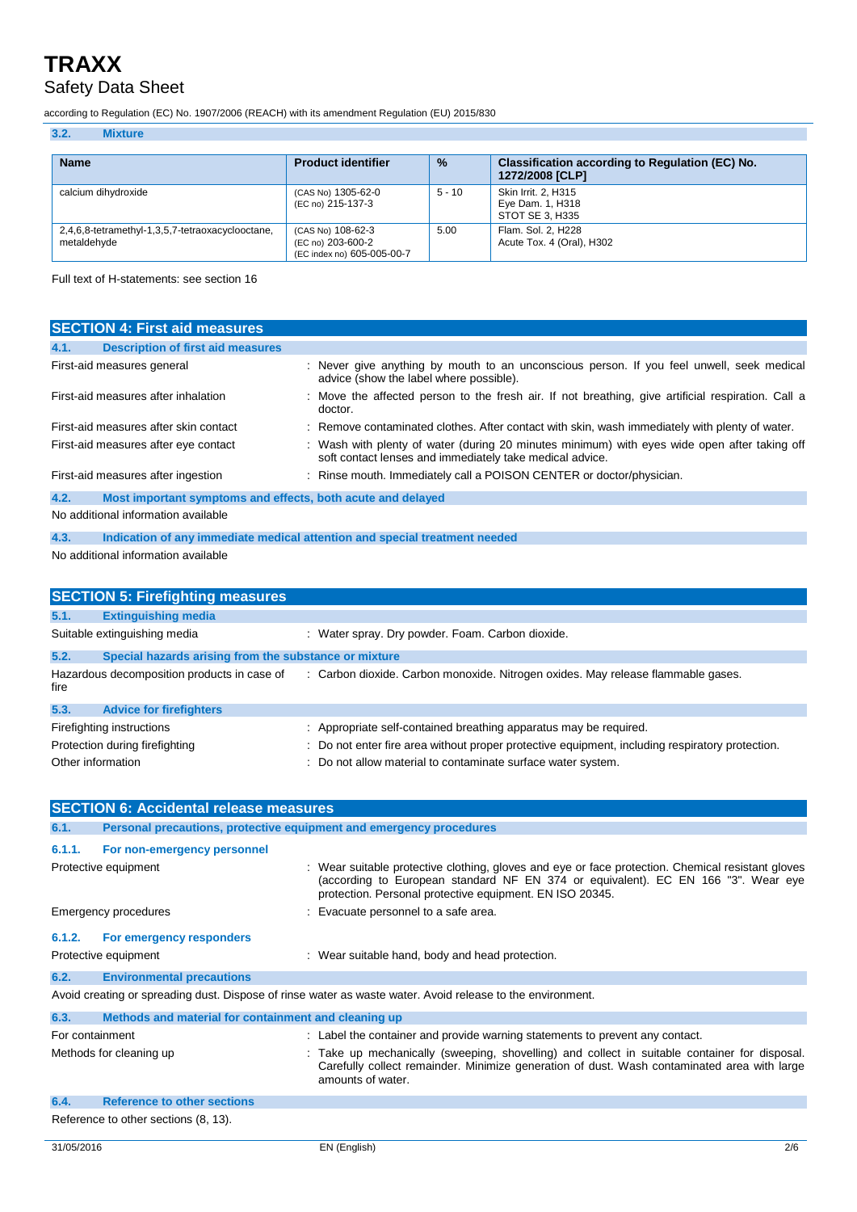### 3.2. Mixture

| Name | Product identifier | % | Classification according to Regulation (EC) No. 1272/2008 [CLP] |
|---|---|---|---|
| calcium dihydroxide | (CAS No) 1305-62-0<br>(EC no) 215-137-3 | 5 - 10 | Skin Irrit. 2, H315<br>Eye Dam. 1, H318<br>STOT SE 3, H335 |
| 2,4,6,8-tetramethyl-1,3,5,7-tetraoxacyclooctane, metaldehyde | (CAS No) 108-62-3<br>(EC no) 203-600-2<br>(EC index no) 605-005-00-7 | 5.00 | Flam. Sol. 2, H228<br>Acute Tox. 4 (Oral), H302 |

Full text of H-statements: see section 16

## SECTION 4: First aid measures

### 4.1. Description of first aid measures

| | |
|---|---|
| First-aid measures general | : Never give anything by mouth to an unconscious person. If you feel unwell, seek medical advice (show the label where possible). |
| First-aid measures after inhalation | : Move the affected person to the fresh air. If not breathing, give artificial respiration. Call a doctor. |
| First-aid measures after skin contact | : Remove contaminated clothes. After contact with skin, wash immediately with plenty of water. |
| First-aid measures after eye contact | : Wash with plenty of water (during 20 minutes minimum) with eyes wide open after taking off soft contact lenses and immediately take medical advice. |
| First-aid measures after ingestion | : Rinse mouth. Immediately call a POISON CENTER or doctor/physician. |

### 4.2. Most important symptoms and effects, both acute and delayed

No additional information available

### 4.3. Indication of any immediate medical attention and special treatment needed

No additional information available

## SECTION 5: Firefighting measures

### 5.1. Extinguishing media

| | |
|---|---|
| Suitable extinguishing media | : Water spray. Dry powder. Foam. Carbon dioxide. |

### 5.2. Special hazards arising from the substance or mixture

| | |
|---|---|
| Hazardous decomposition products in case of fire | : Carbon dioxide. Carbon monoxide. Nitrogen oxides. May release flammable gases. |

### 5.3. Advice for firefighters

| | |
|---|---|
| Firefighting instructions | : Appropriate self-contained breathing apparatus may be required. |
| Protection during firefighting | : Do not enter fire area without proper protective equipment, including respiratory protection. |
| Other information | : Do not allow material to contaminate surface water system. |

## SECTION 6: Accidental release measures

### 6.1. Personal precautions, protective equipment and emergency procedures

#### 6.1.1. For non-emergency personnel

| | |
|---|---|
| Protective equipment | : Wear suitable protective clothing, gloves and eye or face protection. Chemical resistant gloves (according to European standard NF EN 374 or equivalent). EC EN 166 "3". Wear eye protection. Personal protective equipment. EN ISO 20345. |
| Emergency procedures | : Evacuate personnel to a safe area. |

#### 6.1.2. For emergency responders

| | |
|---|---|
| Protective equipment | : Wear suitable hand, body and head protection. |

### 6.2. Environmental precautions

Avoid creating or spreading dust. Dispose of rinse water as waste water. Avoid release to the environment.

### 6.3. Methods and material for containment and cleaning up

| | |
|---|---|
| For containment | : Label the container and provide warning statements to prevent any contact. |
| Methods for cleaning up | : Take up mechanically (sweeping, shovelling) and collect in suitable container for disposal. Carefully collect remainder. Minimize generation of dust. Wash contaminated area with large amounts of water. |

### 6.4. Reference to other sections

Reference to other sections (8, 13).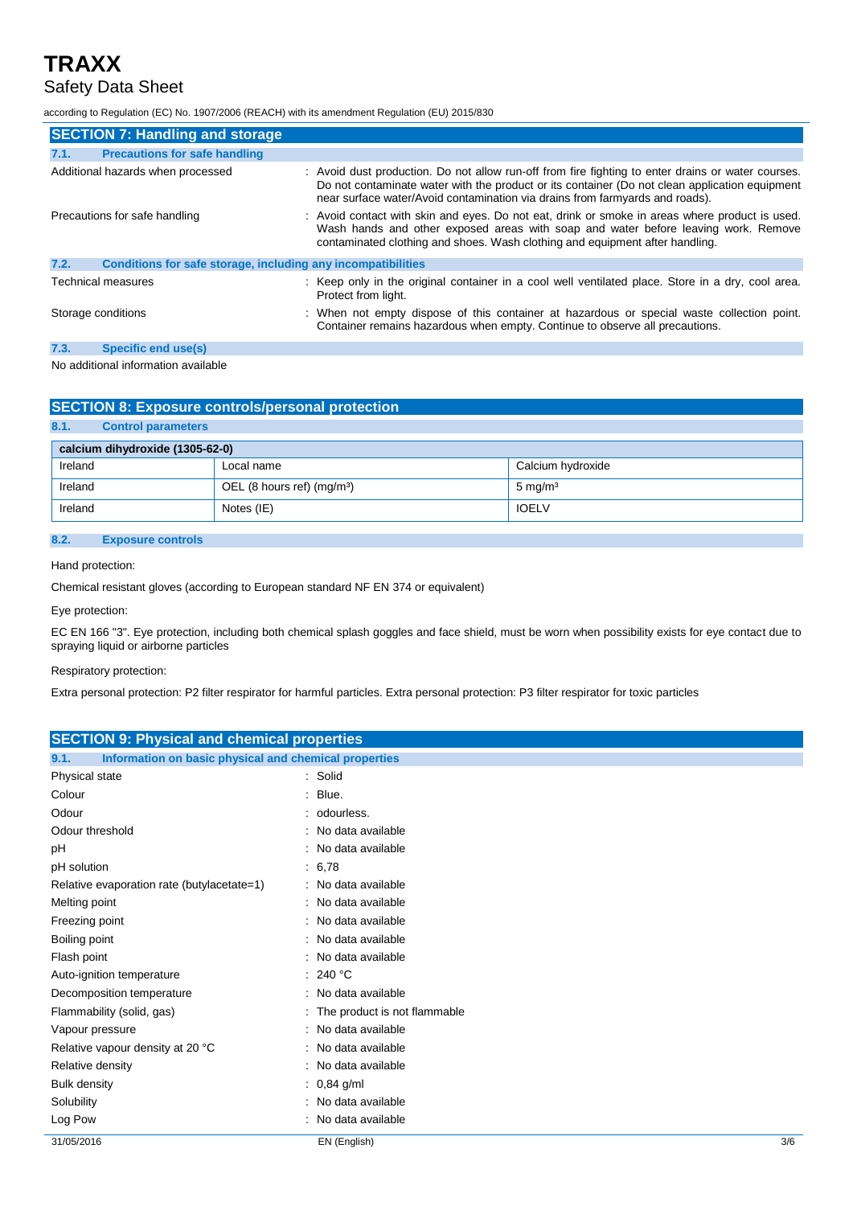## SECTION 7: Handling and storage

### 7.1. Precautions for safe handling

Additional hazards when processed : Avoid dust production. Do not allow run-off from fire fighting to enter drains or water courses. Do not contaminate water with the product or its container (Do not clean application equipment near surface water/Avoid contamination via drains from farmyards and roads).

Precautions for safe handling : Avoid contact with skin and eyes. Do not eat, drink or smoke in areas where product is used. Wash hands and other exposed areas with soap and water before leaving work. Remove contaminated clothing and shoes. Wash clothing and equipment after handling.

### 7.2. Conditions for safe storage, including any incompatibilities

Technical measures : Keep only in the original container in a cool well ventilated place. Store in a dry, cool area. Protect from light.

Storage conditions : When not empty dispose of this container at hazardous or special waste collection point. Container remains hazardous when empty. Continue to observe all precautions.

### 7.3. Specific end use(s)

No additional information available

## SECTION 8: Exposure controls/personal protection

### 8.1. Control parameters

| calcium dihydroxide (1305-62-0) | | |
|---|---|---|
| Ireland | Local name | Calcium hydroxide |
| Ireland | OEL (8 hours ref) (mg/m³) | 5 mg/m³ |
| Ireland | Notes (IE) | IOELV |

### 8.2. Exposure controls

Hand protection:

Chemical resistant gloves (according to European standard NF EN 374 or equivalent)

Eye protection:

EC EN 166 "3". Eye protection, including both chemical splash goggles and face shield, must be worn when possibility exists for eye contact due to spraying liquid or airborne particles

Respiratory protection:

Extra personal protection: P2 filter respirator for harmful particles. Extra personal protection: P3 filter respirator for toxic particles

## SECTION 9: Physical and chemical properties

### 9.1. Information on basic physical and chemical properties

| | |
|---|---|
| Physical state | : Solid |
| Colour | : Blue. |
| Odour | : odourless. |
| Odour threshold | : No data available |
| pH | : No data available |
| pH solution | : 6,78 |
| Relative evaporation rate (butylacetate=1) | : No data available |
| Melting point | : No data available |
| Freezing point | : No data available |
| Boiling point | : No data available |
| Flash point | : No data available |
| Auto-ignition temperature | : 240 °C |
| Decomposition temperature | : No data available |
| Flammability (solid, gas) | : The product is not flammable |
| Vapour pressure | : No data available |
| Relative vapour density at 20 °C | : No data available |
| Relative density | : No data available |
| Bulk density | : 0,84 g/ml |
| Solubility | : No data available |
| Log Pow | : No data available |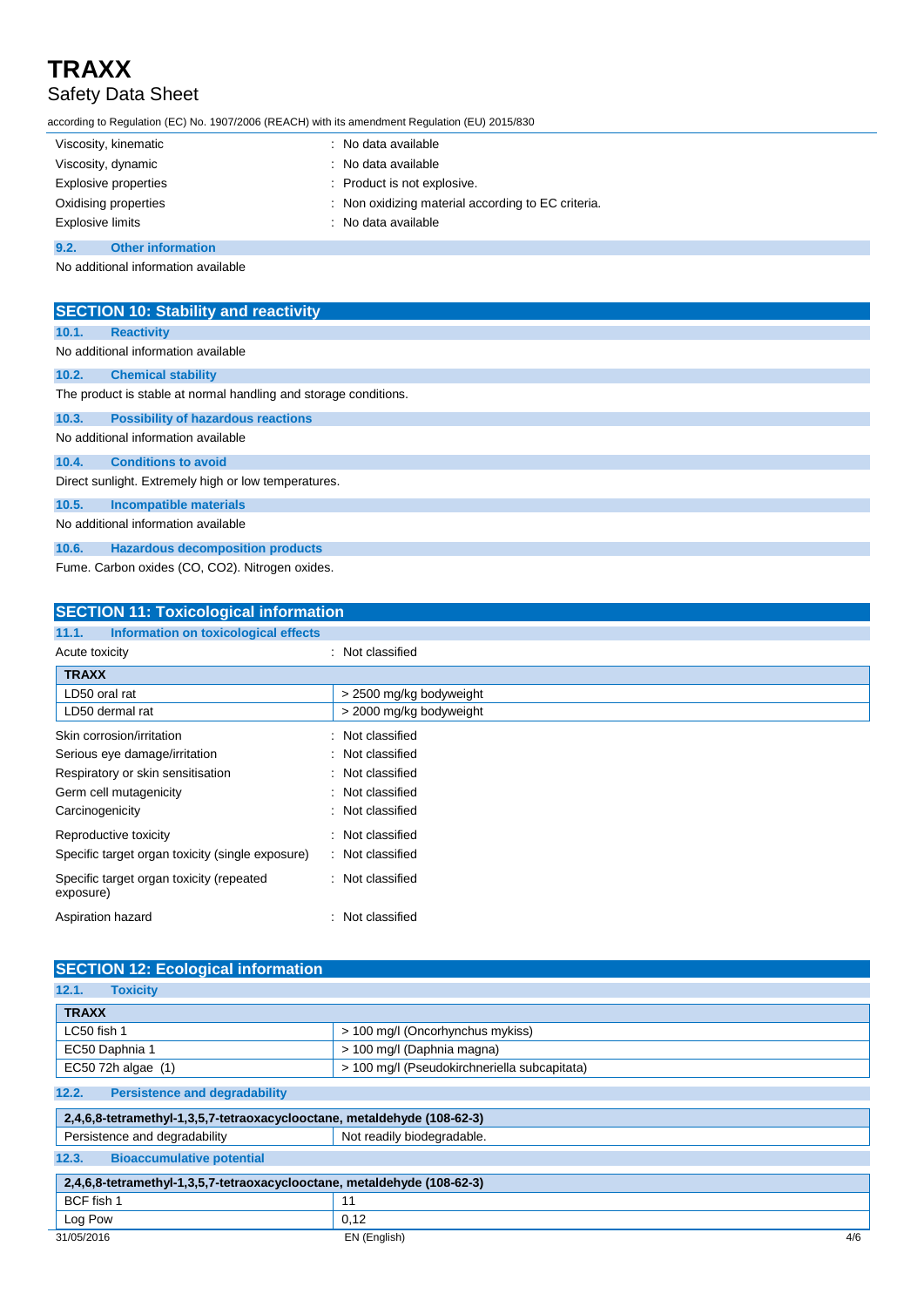| | |
|---|---|
| Viscosity, kinematic | : No data available |
| Viscosity, dynamic | : No data available |
| Explosive properties | : Product is not explosive. |
| Oxidising properties | : Non oxidizing material according to EC criteria. |
| Explosive limits | : No data available |

### 9.2. Other information

No additional information available

## SECTION 10: Stability and reactivity

### 10.1. Reactivity

No additional information available

### 10.2. Chemical stability

The product is stable at normal handling and storage conditions.

### 10.3. Possibility of hazardous reactions

No additional information available

### 10.4. Conditions to avoid

Direct sunlight. Extremely high or low temperatures.

### 10.5. Incompatible materials

No additional information available

### 10.6. Hazardous decomposition products

Fume. Carbon oxides (CO, $CO_2$). Nitrogen oxides.

## SECTION 11: Toxicological information

### 11.1. Information on toxicological effects

Acute toxicity : Not classified

| TRAXX | |
|---|---|
| LD50 oral rat | > 2500 mg/kg bodyweight |
| LD50 dermal rat | > 2000 mg/kg bodyweight |

| | |
|---|---|
| Skin corrosion/irritation | : Not classified |
| Serious eye damage/irritation | : Not classified |
| Respiratory or skin sensitisation | : Not classified |
| Germ cell mutagenicity | : Not classified |
| Carcinogenicity | : Not classified |
| Reproductive toxicity | : Not classified |
| Specific target organ toxicity (single exposure) | : Not classified |
| Specific target organ toxicity (repeated exposure) | : Not classified |
| Aspiration hazard | : Not classified |

## SECTION 12: Ecological information

### 12.1. Toxicity

| TRAXX | |
|---|---|
| LC50 fish 1 | > 100 mg/l (Oncorhynchus mykiss) |
| EC50 Daphnia 1 | > 100 mg/l (Daphnia magna) |
| EC50 72h algae (1) | > 100 mg/l (Pseudokirchneriella subcapitata) |

### 12.2. Persistence and degradability

| 2,4,6,8-tetramethyl-1,3,5,7-tetraoxacyclooctane, metaldehyde (108-62-3) | |
|---|---|
| Persistence and degradability | Not readily biodegradable. |

### 12.3. Bioaccumulative potential

| 2,4,6,8-tetramethyl-1,3,5,7-tetraoxacyclooctane, metaldehyde (108-62-3) | |
|---|---|
| BCF fish 1 | 11 |
| Log Pow | 0,12 |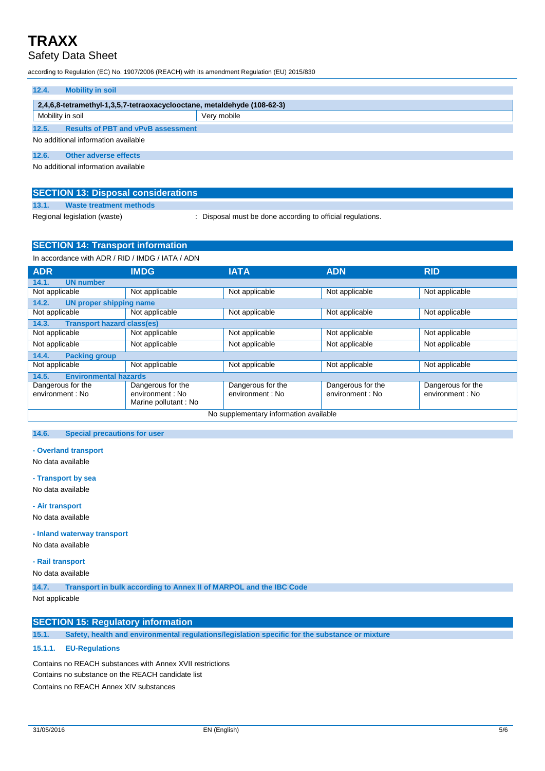### 12.4. Mobility in soil

| 2,4,6,8-tetramethyl-1,3,5,7-tetraoxacyclooctane, metaldehyde (108-62-3) | |
|---|---|
| Mobility in soil | Very mobile |

### 12.5. Results of PBT and vPvB assessment

No additional information available

### 12.6. Other adverse effects

No additional information available

## SECTION 13: Disposal considerations

### 13.1. Waste treatment methods

Regional legislation (waste) : Disposal must be done according to official regulations.

## SECTION 14: Transport information

In accordance with ADR / RID / IMDG / IATA / ADN

| ADR | IMDG | IATA | ADN | RID |
|---|---|---|---|---|
| **14.1. UN number** | | | | |
| Not applicable | Not applicable | Not applicable | Not applicable | Not applicable |
| **14.2. UN proper shipping name** | | | | |
| Not applicable | Not applicable | Not applicable | Not applicable | Not applicable |
| **14.3. Transport hazard class(es)** | | | | |
| Not applicable | Not applicable | Not applicable | Not applicable | Not applicable |
| Not applicable | Not applicable | Not applicable | Not applicable | Not applicable |
| **14.4. Packing group** | | | | |
| Not applicable | Not applicable | Not applicable | Not applicable | Not applicable |
| **14.5. Environmental hazards** | | | | |
| Dangerous for the environment : No | Dangerous for the environment : No<br>Marine pollutant : No | Dangerous for the environment : No | Dangerous for the environment : No | Dangerous for the environment : No |
| No supplementary information available | | | | |

### 14.6. Special precautions for user

**- Overland transport**

No data available

**- Transport by sea**

No data available

**- Air transport**

No data available

**- Inland waterway transport**

No data available

**- Rail transport**

No data available

### 14.7. Transport in bulk according to Annex II of MARPOL and the IBC Code

Not applicable

## SECTION 15: Regulatory information

### 15.1. Safety, health and environmental regulations/legislation specific for the substance or mixture

#### 15.1.1. EU-Regulations

Contains no REACH substances with Annex XVII restrictions

Contains no substance on the REACH candidate list

Contains no REACH Annex XIV substances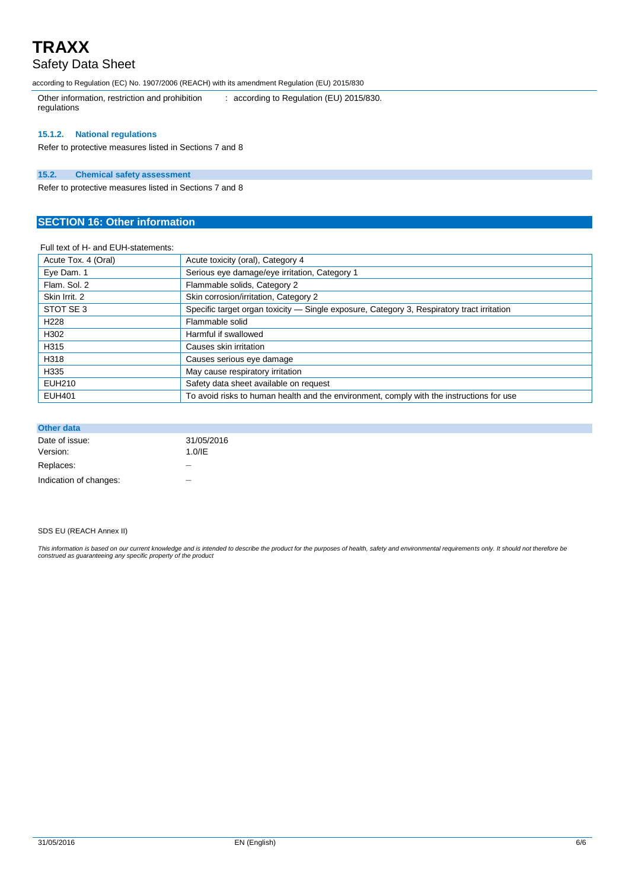Other information, restriction and prohibition regulations : according to Regulation (EU) 2015/830.

#### 15.1.2. National regulations

Refer to protective measures listed in Sections 7 and 8

### 15.2. Chemical safety assessment

Refer to protective measures listed in Sections 7 and 8

## SECTION 16: Other information

Full text of H- and EUH-statements:

| | |
|---|---|
| Acute Tox. 4 (Oral) | Acute toxicity (oral), Category 4 |
| Eye Dam. 1 | Serious eye damage/eye irritation, Category 1 |
| Flam. Sol. 2 | Flammable solids, Category 2 |
| Skin Irrit. 2 | Skin corrosion/irritation, Category 2 |
| STOT SE 3 | Specific target organ toxicity — Single exposure, Category 3, Respiratory tract irritation |
| H228 | Flammable solid |
| H302 | Harmful if swallowed |
| H315 | Causes skin irritation |
| H318 | Causes serious eye damage |
| H335 | May cause respiratory irritation |
| EUH210 | Safety data sheet available on request |
| EUH401 | To avoid risks to human health and the environment, comply with the instructions for use |

### Other data

| | |
|---|---|
| Date of issue: | 31/05/2016 |
| Version: | 1.0/IE |
| Replaces: | – |
| Indication of changes: | – |

SDS EU (REACH Annex II)

*This information is based on our current knowledge and is intended to describe the product for the purposes of health, safety and environmental requirements only. It should not therefore be construed as guaranteeing any specific property of the product*